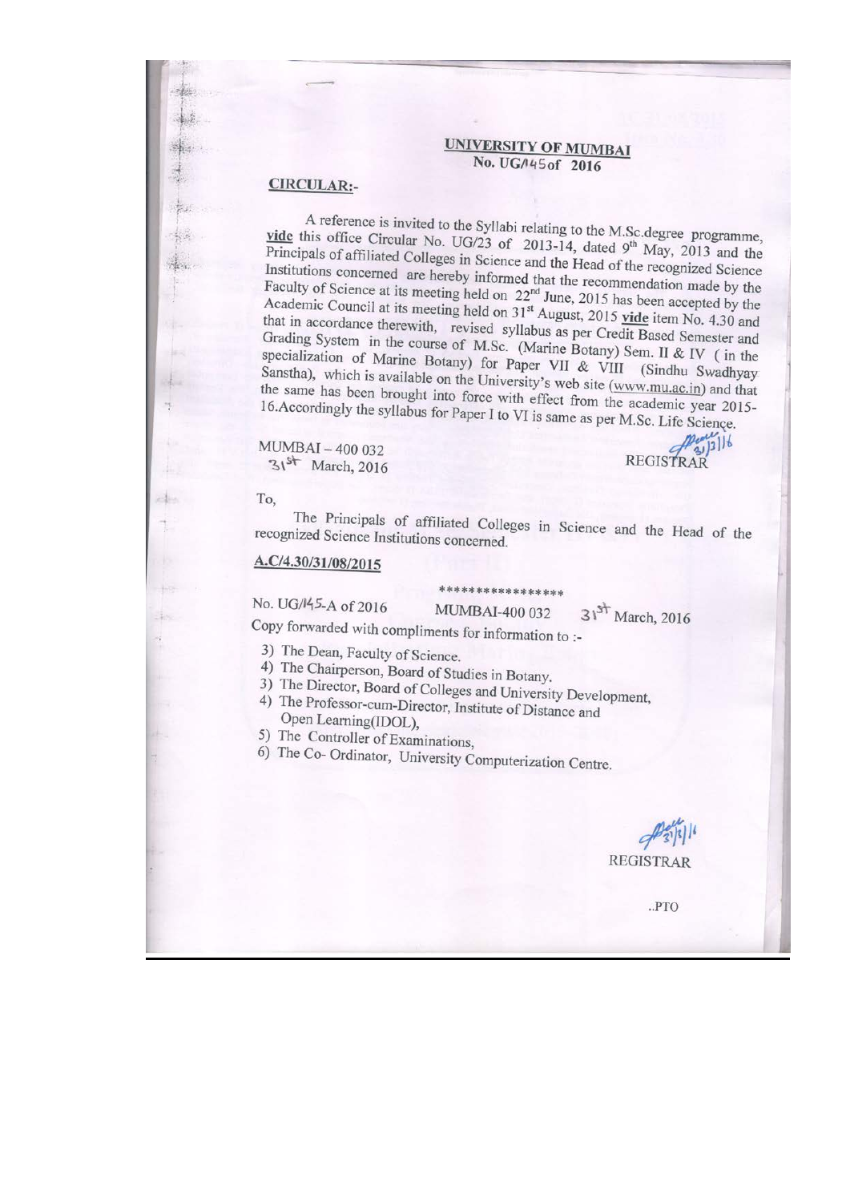## UNIVERSITY OF MUMBAI

**No. UG/145 of 2016**

**CIRCULAR:-**

A reference is invited to the Syllabi relating to the M.Sc.degree programme, **vide** this office Circular No. UG/23 of 2013-14, dated 9th May, 2013 and the Principals of affiliated Colleges in Science and the Head of the recognized Science Institutions concerned are hereby informed that the recommendation made by the Faculty of Science at its meeting held on 22nd June, 2015 has been accepted by the Academic Council at its meeting held on 31st August, 2015 **vide** item No. 4.30 and that in accordance therewith, revised syllabus as per Credit Based Semester and Grading System in the course of M.Sc. (Marine Botany) Sem. II & IV (in the specialization of Marine Botany) for Paper VII & VIII (Sindhu Swadhyay Sanstha), which is available on the University's web site (www.mu.ac.in) and that the same has been brought into force with effect from the academic year 2015-16.Accordingly the syllabus for Paper I to VI is same as per M.Sc. Life Science.

MUMBAI – 400 032
31st March, 2016

REGISTRAR

To,

The Principals of affiliated Colleges in Science and the Head of the recognized Science Institutions concerned.

**A.C/4.30/31/08/2015**

\*\*\*\*\*\*\*\*\*\*\*\*\*\*\*\*\*

No. UG/145-A of 2016 MUMBAI-400 032 31st March, 2016

Copy forwarded with compliments for information to :-

3) The Dean, Faculty of Science.
4) The Chairperson, Board of Studies in Botany.
3) The Director, Board of Colleges and University Development,
4) The Professor-cum-Director, Institute of Distance and Open Learning(IDOL),
5) The Controller of Examinations,
6) The Co- Ordinator, University Computerization Centre.

REGISTRAR

..PTO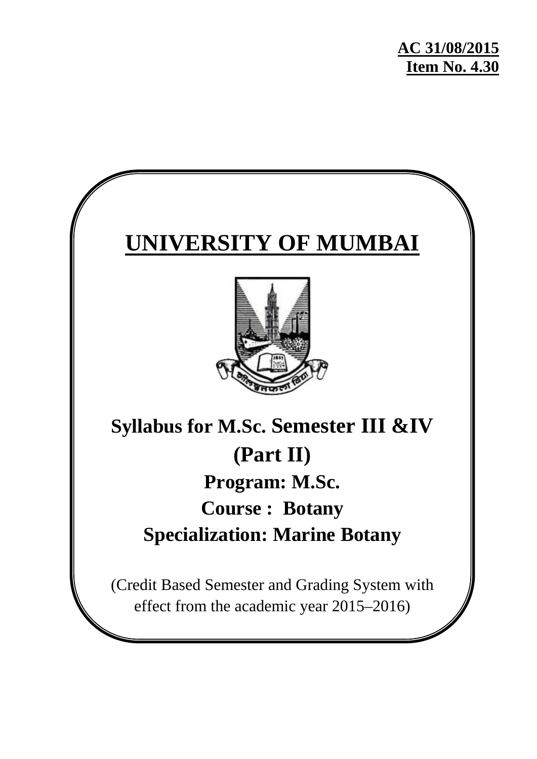**AC 31/08/2015**
**Item No. 4.30**

# UNIVERSITY OF MUMBAI

## Syllabus for M.Sc. Semester III &IV (Part II)

## Program: M.Sc.

## Course : Botany

## Specialization: Marine Botany

(Credit Based Semester and Grading System with effect from the academic year 2015–2016)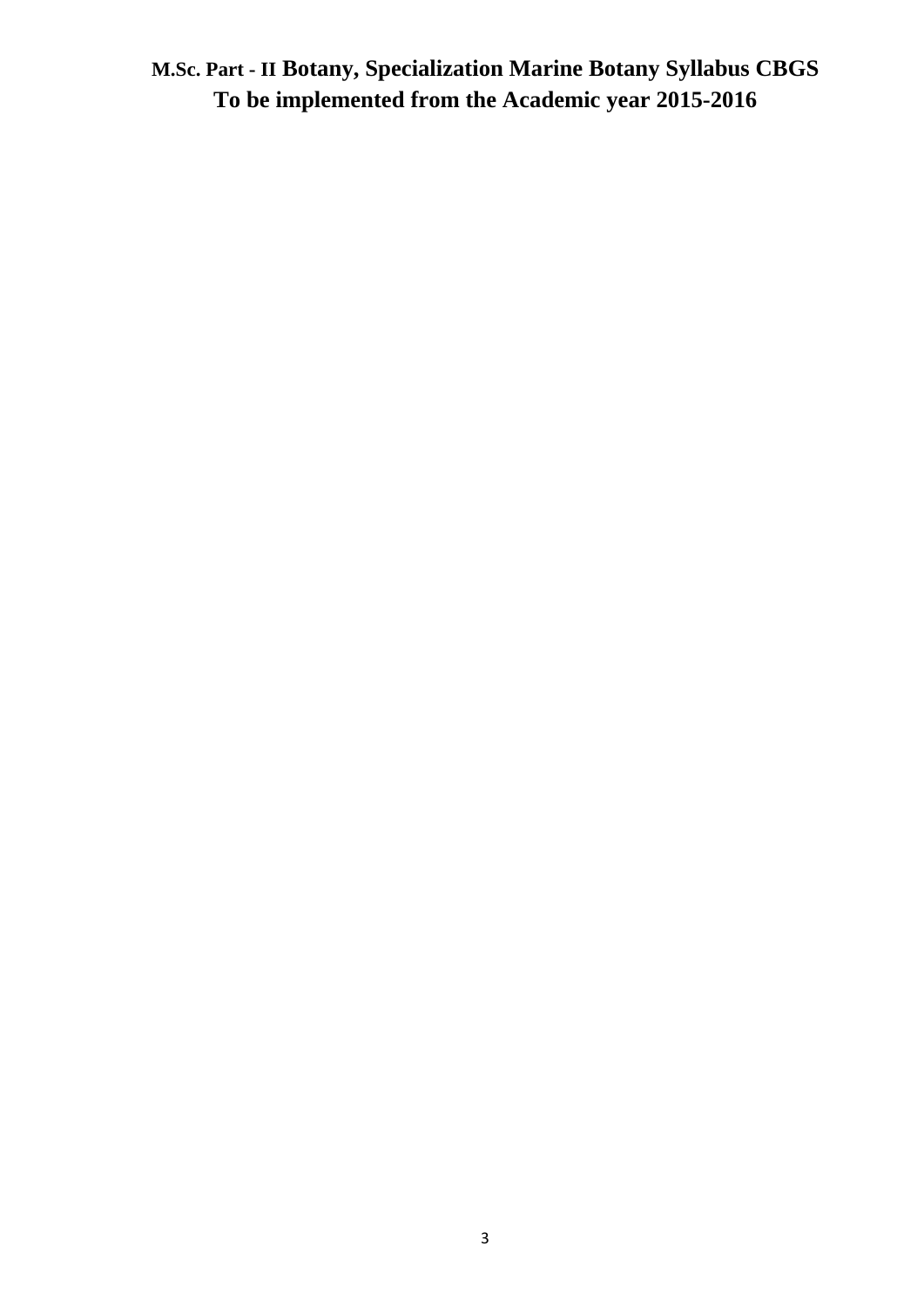# M.Sc. Part - II Botany, Specialization Marine Botany Syllabus CBGS

## To be implemented from the Academic year 2015-2016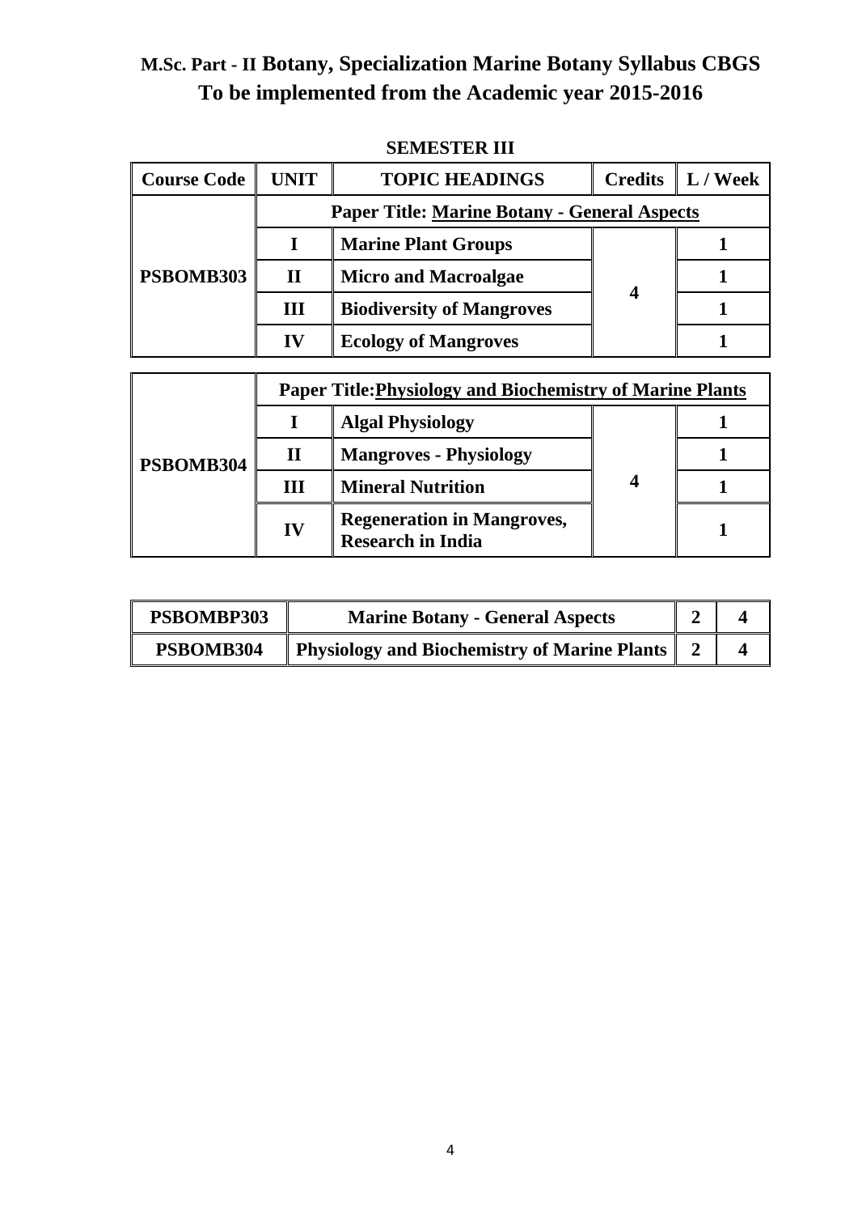# M.Sc. Part - II Botany, Specialization Marine Botany Syllabus CBGS
# To be implemented from the Academic year 2015-2016

**SEMESTER III**

| Course Code | UNIT | TOPIC HEADINGS | Credits | L / Week |
|---|---|---|---|---|
| PSBOMB303 | Paper Title: Marine Botany - General Aspects | | | |
| | I | Marine Plant Groups | 4 | 1 |
| | II | Micro and Macroalgae | | 1 |
| | III | Biodiversity of Mangroves | | 1 |
| | IV | Ecology of Mangroves | | 1 |

| | | | | |
|---|---|---|---|---|
| PSBOMB304 | Paper Title: Physiology and Biochemistry of Marine Plants | | | |
| | I | Algal Physiology | 4 | 1 |
| | II | Mangroves - Physiology | | 1 |
| | III | Mineral Nutrition | | 1 |
| | IV | Regeneration in Mangroves, Research in India | | 1 |

| | | | |
|---|---|---|---|
| PSBOMBP303 | Marine Botany - General Aspects | 2 | 4 |
| PSBOMB304 | Physiology and Biochemistry of Marine Plants | 2 | 4 |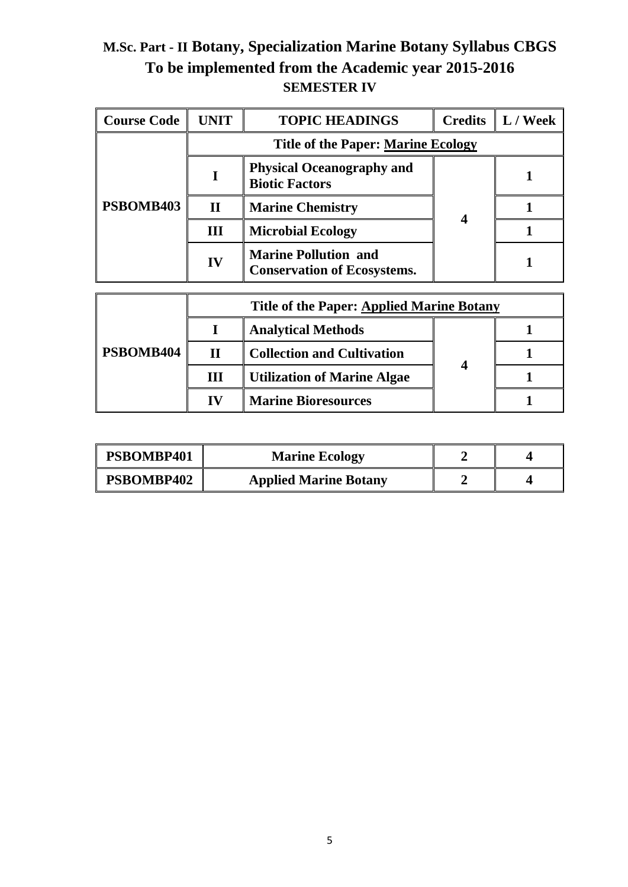# M.Sc. Part - II Botany, Specialization Marine Botany Syllabus CBGS

## To be implemented from the Academic year 2015-2016

### SEMESTER IV

| Course Code | UNIT | TOPIC HEADINGS | Credits | L / Week |
|---|---|---|---|---|
| PSBOMB403 | Title of the Paper: Marine Ecology | | | |
| | I | Physical Oceanography and Biotic Factors | 4 | 1 |
| | II | Marine Chemistry | | 1 |
| | III | Microbial Ecology | | 1 |
| | IV | Marine Pollution and Conservation of Ecosystems. | | 1 |

| Course Code | UNIT | TOPIC HEADINGS | Credits | L / Week |
|---|---|---|---|---|
| PSBOMB404 | Title of the Paper: Applied Marine Botany | | | |
| | I | Analytical Methods | 4 | 1 |
| | II | Collection and Cultivation | | 1 |
| | III | Utilization of Marine Algae | | 1 |
| | IV | Marine Bioresources | | 1 |

| Course Code | Title | Credits | L / Week |
|---|---|---|---|
| PSBOMBP401 | Marine Ecology | 2 | 4 |
| PSBOMBP402 | Applied Marine Botany | 2 | 4 |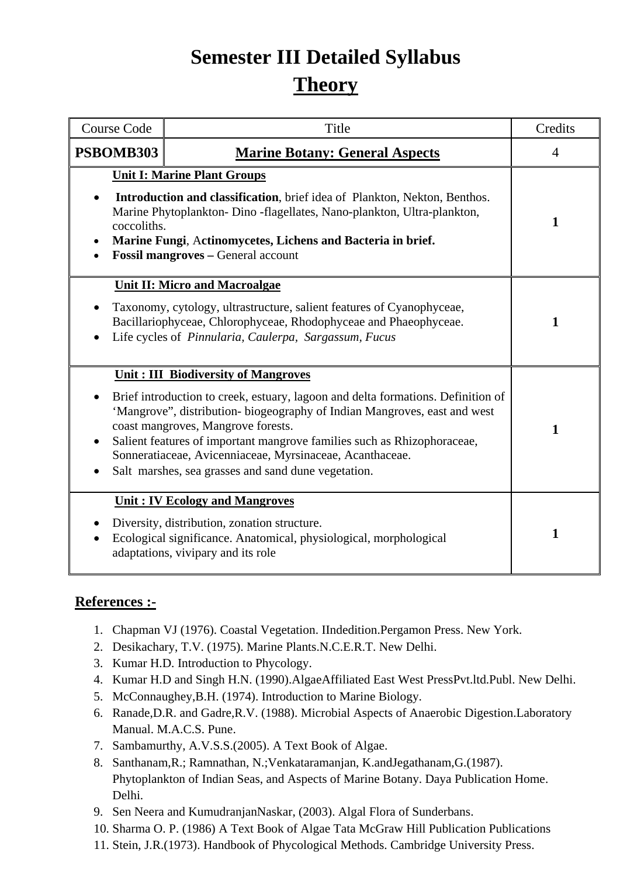# Semester III Detailed Syllabus

## Theory

| Course Code | Title | Credits |
|---|---|---|
| **PSBOMB303** | **Marine Botany: General Aspects** | 4 |
| **Unit I: Marine Plant Groups**<br>• **Introduction and classification**, brief idea of Plankton, Nekton, Benthos. Marine Phytoplankton- Dino -flagellates, Nano-plankton, Ultra-plankton, coccoliths.<br>• **Marine Fungi**, A**ctinomycetes, Lichens and Bacteria in brief.**<br>• **Fossil mangroves –** General account | | **1** |
| **Unit II: Micro and Macroalgae**<br>• Taxonomy, cytology, ultrastructure, salient features of Cyanophyceae, Bacillariophyceae, Chlorophyceae, Rhodophyceae and Phaeophyceae.<br>• Life cycles of *Pinnularia, Caulerpa, Sargassum, Fucus* | | **1** |
| **Unit : III Biodiversity of Mangroves**<br>• Brief introduction to creek, estuary, lagoon and delta formations. Definition of 'Mangrove", distribution- biogeography of Indian Mangroves, east and west coast mangroves, Mangrove forests.<br>• Salient features of important mangrove families such as Rhizophoraceae, Sonneratiaceae, Avicenniaceae, Myrsinaceae, Acanthaceae.<br>• Salt marshes, sea grasses and sand dune vegetation. | | **1** |
| **Unit : IV Ecology and Mangroves**<br>• Diversity, distribution, zonation structure.<br>• Ecological significance. Anatomical, physiological, morphological adaptations, vivipary and its role | | **1** |

## References :-

1. Chapman VJ (1976). Coastal Vegetation. IIndedition.Pergamon Press. New York.
2. Desikachary, T.V. (1975). Marine Plants.N.C.E.R.T. New Delhi.
3. Kumar H.D. Introduction to Phycology.
4. Kumar H.D and Singh H.N. (1990).AlgaeAffiliated East West PressPvt.ltd.Publ. New Delhi.
5. McConnaughey,B.H. (1974). Introduction to Marine Biology.
6. Ranade,D.R. and Gadre,R.V. (1988). Microbial Aspects of Anaerobic Digestion.Laboratory Manual. M.A.C.S. Pune.
7. Sambamurthy, A.V.S.S.(2005). A Text Book of Algae.
8. Santhanam,R.; Ramnathan, N.;Venkataramanjan, K.andJegathanam,G.(1987). Phytoplankton of Indian Seas, and Aspects of Marine Botany. Daya Publication Home. Delhi.
9. Sen Neera and KumudranjanNaskar, (2003). Algal Flora of Sunderbans.
10. Sharma O. P. (1986) A Text Book of Algae Tata McGraw Hill Publication Publications
11. Stein, J.R.(1973). Handbook of Phycological Methods. Cambridge University Press.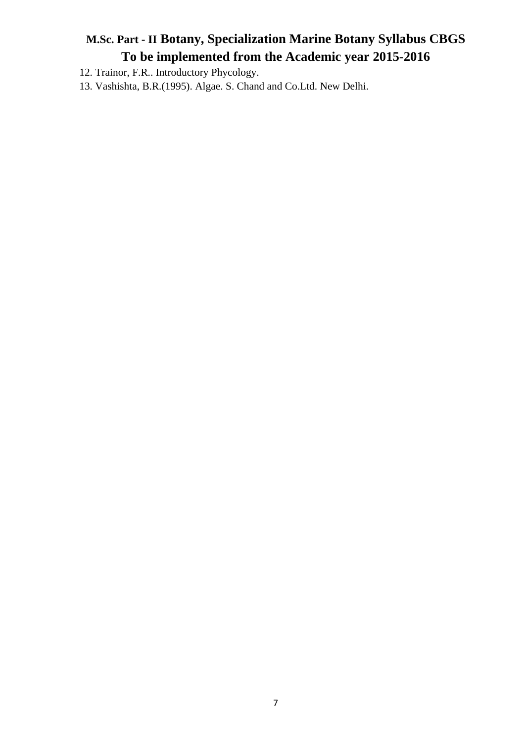12. Trainor, F.R.. Introductory Phycology.
13. Vashishta, B.R.(1995). Algae. S. Chand and Co.Ltd. New Delhi.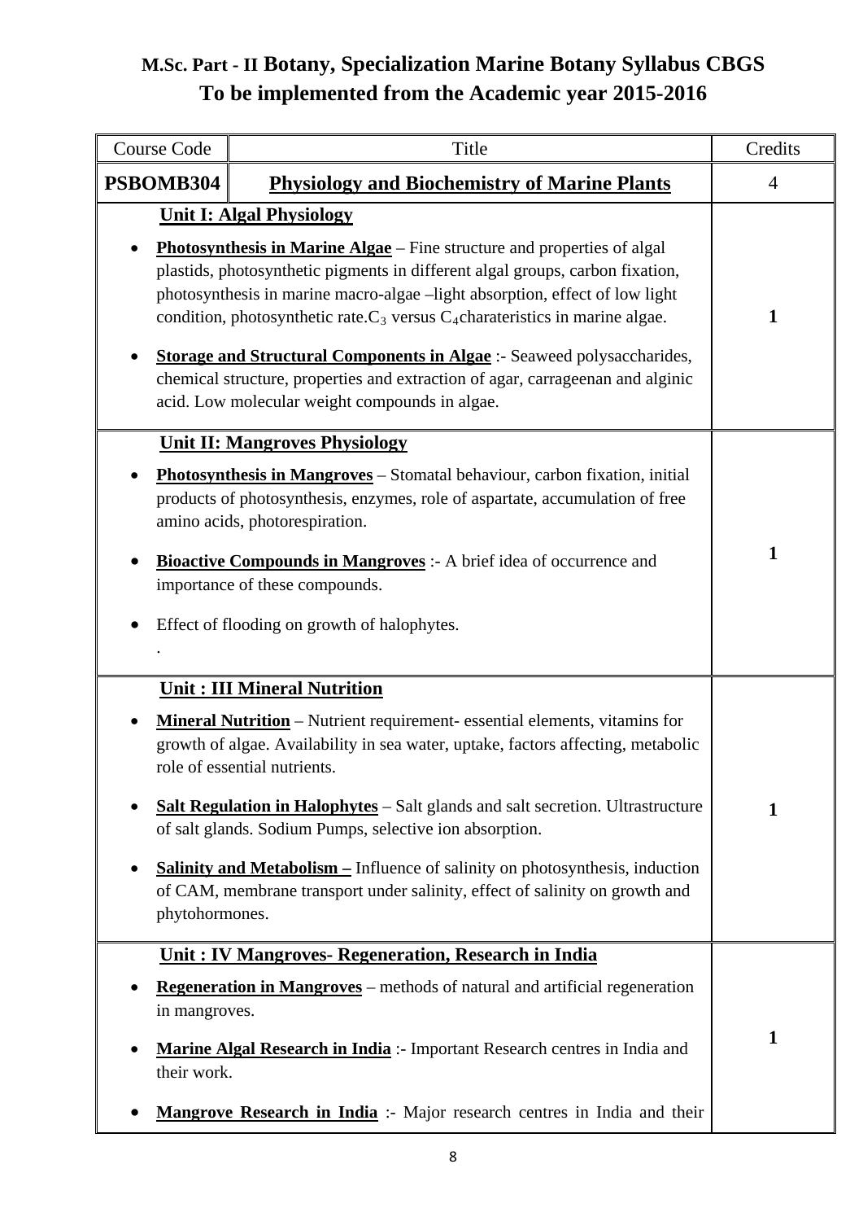# M.Sc. Part - II Botany, Specialization Marine Botany Syllabus CBGS
# To be implemented from the Academic year 2015-2016

| Course Code | Title | Credits |
|---|---|---|
| **PSBOMB304** | **Physiology and Biochemistry of Marine Plants** | 4 |
| **Unit I: Algal Physiology**<br>• **Photosynthesis in Marine Algae** – Fine structure and properties of algal plastids, photosynthetic pigments in different algal groups, carbon fixation, photosynthesis in marine macro-algae –light absorption, effect of low light condition, photosynthetic rate.$C_3$ versus $C_4$charateristics in marine algae.<br>• **Storage and Structural Components in Algae** :- Seaweed polysaccharides, chemical structure, properties and extraction of agar, carrageenan and alginic acid. Low molecular weight compounds in algae. | | **1** |
| **Unit II: Mangroves Physiology**<br>• **Photosynthesis in Mangroves** – Stomatal behaviour, carbon fixation, initial products of photosynthesis, enzymes, role of aspartate, accumulation of free amino acids, photorespiration.<br>• **Bioactive Compounds in Mangroves** :- A brief idea of occurrence and importance of these compounds.<br>• Effect of flooding on growth of halophytes.<br>. | | **1** |
| **Unit : III Mineral Nutrition**<br>• **Mineral Nutrition** – Nutrient requirement- essential elements, vitamins for growth of algae. Availability in sea water, uptake, factors affecting, metabolic role of essential nutrients.<br>• **Salt Regulation in Halophytes** – Salt glands and salt secretion. Ultrastructure of salt glands. Sodium Pumps, selective ion absorption.<br>• **Salinity and Metabolism –** Influence of salinity on photosynthesis, induction of CAM, membrane transport under salinity, effect of salinity on growth and phytohormones. | | **1** |
| **Unit : IV Mangroves- Regeneration, Research in India**<br>• **Regeneration in Mangroves** – methods of natural and artificial regeneration in mangroves.<br>• **Marine Algal Research in India** :- Important Research centres in India and their work.<br>• **Mangrove Research in India** :- Major research centres in India and their | | **1** |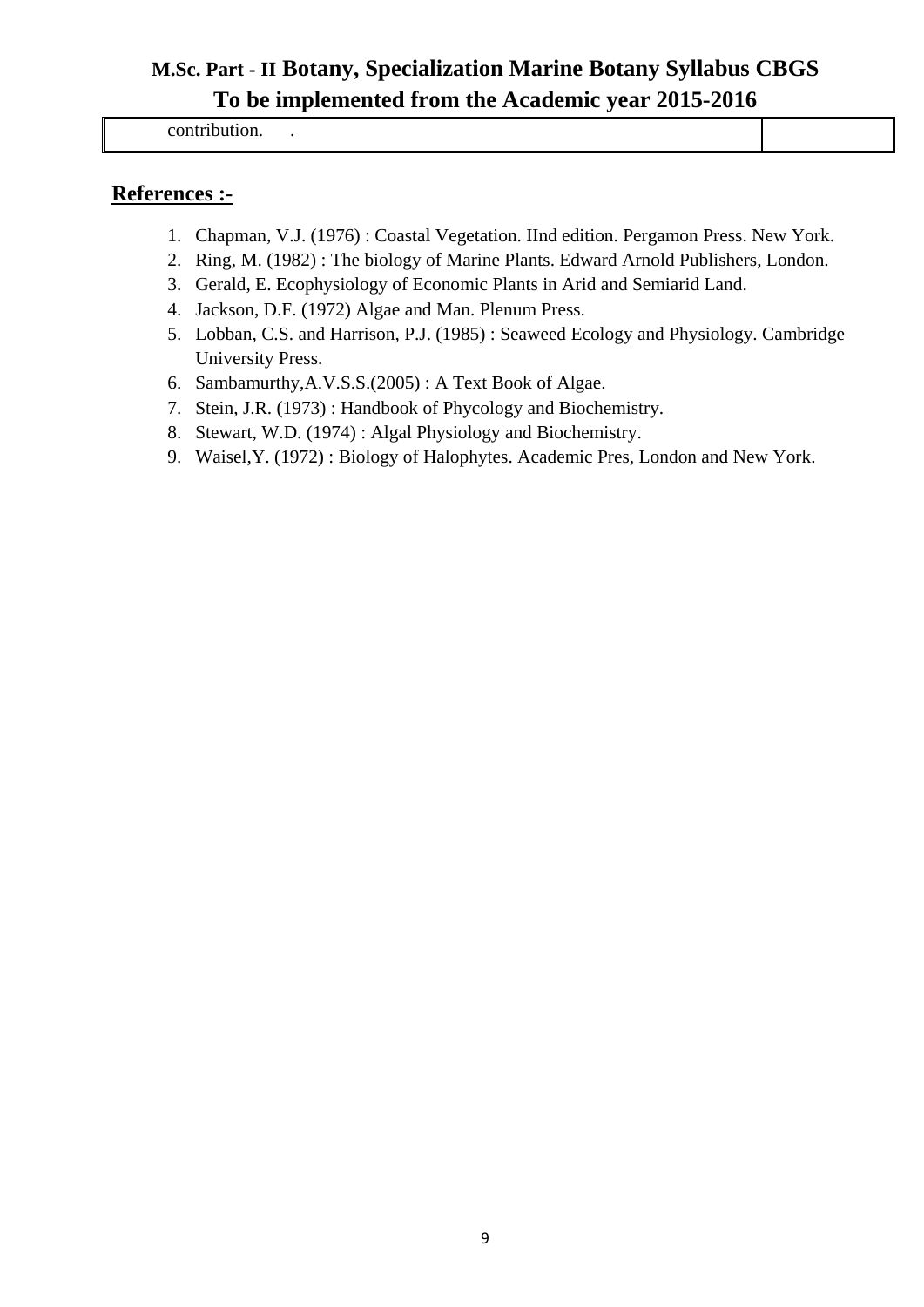| contribution. . | |
|---|---|

## References :-

1. Chapman, V.J. (1976) : Coastal Vegetation. IInd edition. Pergamon Press. New York.
2. Ring, M. (1982) : The biology of Marine Plants. Edward Arnold Publishers, London.
3. Gerald, E. Ecophysiology of Economic Plants in Arid and Semiarid Land.
4. Jackson, D.F. (1972) Algae and Man. Plenum Press.
5. Lobban, C.S. and Harrison, P.J. (1985) : Seaweed Ecology and Physiology. Cambridge University Press.
6. Sambamurthy,A.V.S.S.(2005) : A Text Book of Algae.
7. Stein, J.R. (1973) : Handbook of Phycology and Biochemistry.
8. Stewart, W.D. (1974) : Algal Physiology and Biochemistry.
9. Waisel,Y. (1972) : Biology of Halophytes. Academic Pres, London and New York.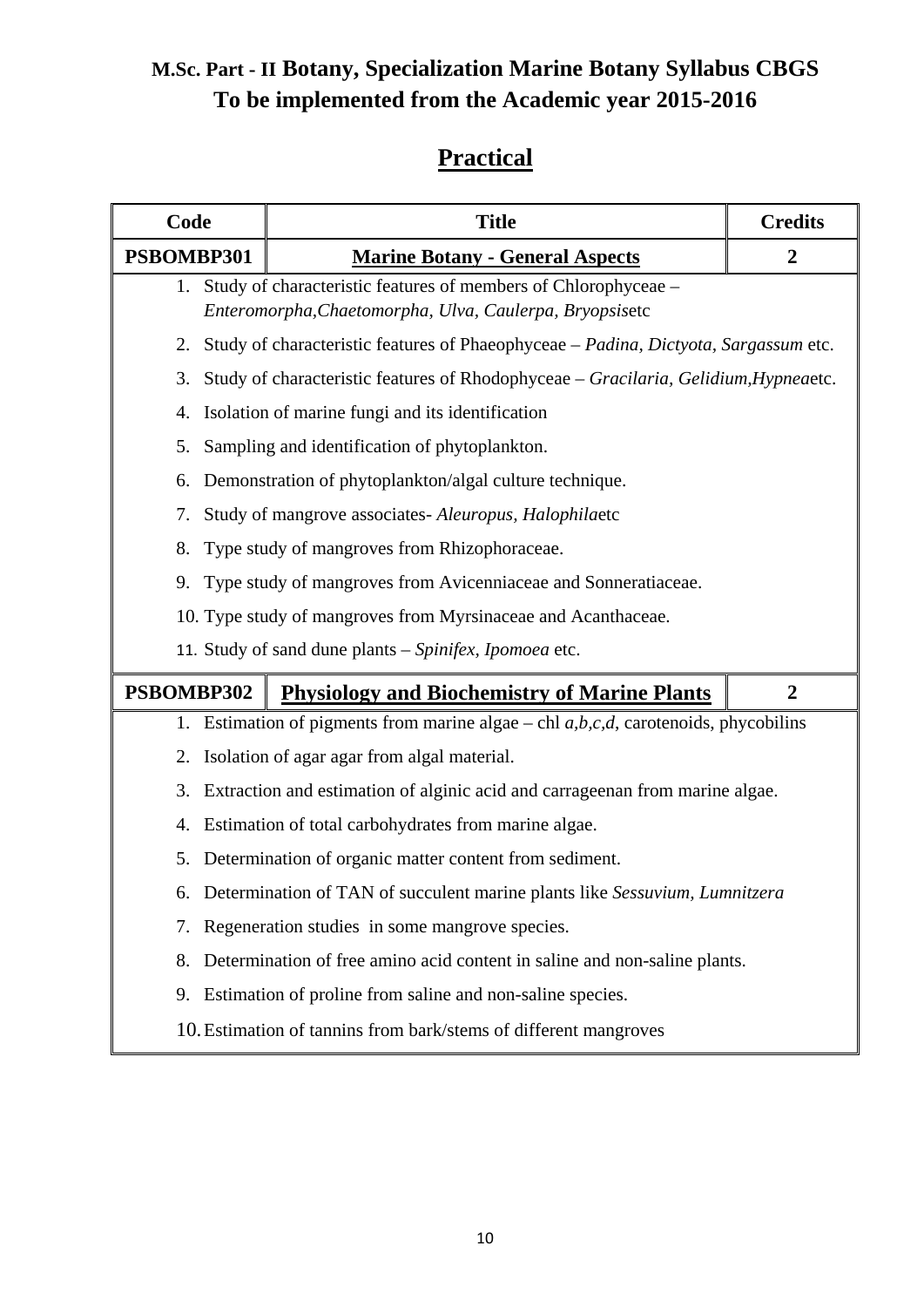# M.Sc. Part - II Botany, Specialization Marine Botany Syllabus CBGS
# To be implemented from the Academic year 2015-2016

## Practical

| Code | Title | Credits |
|---|---|---|
| **PSBOMBP301** | **Marine Botany - General Aspects** | **2** |

1. Study of characteristic features of members of Chlorophyceae – *Enteromorpha,Chaetomorpha, Ulva, Caulerpa, Bryopsis*etc
2. Study of characteristic features of Phaeophyceae – *Padina, Dictyota, Sargassum* etc.
3. Study of characteristic features of Rhodophyceae – *Gracilaria, Gelidium,Hypnea*etc.
4. Isolation of marine fungi and its identification
5. Sampling and identification of phytoplankton.
6. Demonstration of phytoplankton/algal culture technique.
7. Study of mangrove associates- *Aleuropus, Halophila*etc
8. Type study of mangroves from Rhizophoraceae.
9. Type study of mangroves from Avicenniaceae and Sonneratiaceae.
10. Type study of mangroves from Myrsinaceae and Acanthaceae.
11. Study of sand dune plants – *Spinifex, Ipomoea* etc.

| Code | Title | Credits |
|---|---|---|
| **PSBOMBP302** | **Physiology and Biochemistry of Marine Plants** | **2** |

1. Estimation of pigments from marine algae – chl *a,b,c,d*, carotenoids, phycobilins
2. Isolation of agar agar from algal material.
3. Extraction and estimation of alginic acid and carrageenan from marine algae.
4. Estimation of total carbohydrates from marine algae.
5. Determination of organic matter content from sediment.
6. Determination of TAN of succulent marine plants like *Sessuvium, Lumnitzera*
7. Regeneration studies in some mangrove species.
8. Determination of free amino acid content in saline and non-saline plants.
9. Estimation of proline from saline and non-saline species.
10. Estimation of tannins from bark/stems of different mangroves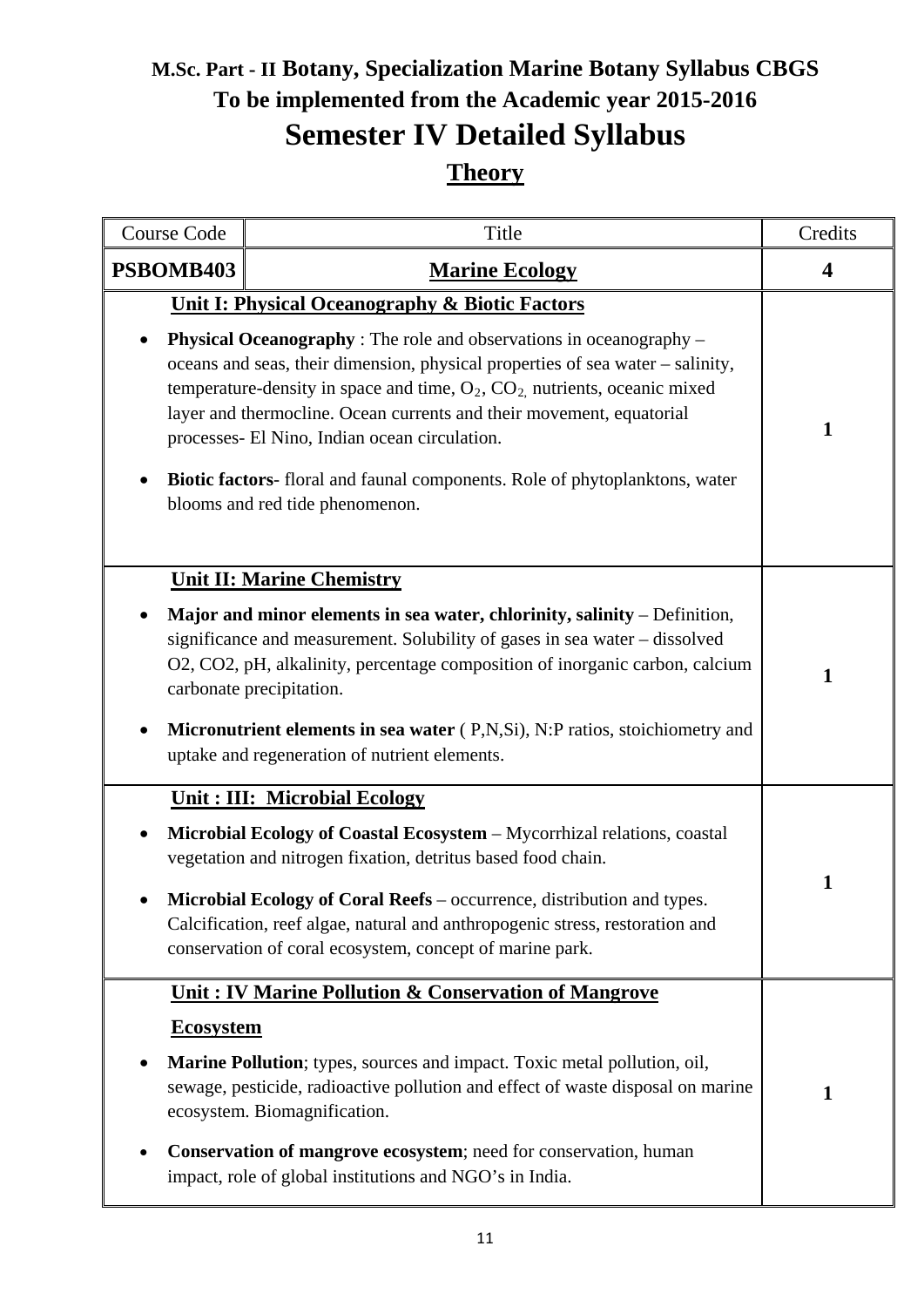# M.Sc. Part - II Botany, Specialization Marine Botany Syllabus CBGS

## To be implemented from the Academic year 2015-2016

# Semester IV Detailed Syllabus

## Theory

| Course Code | Title | Credits |
|---|---|---|
| **PSBOMB403** | **Marine Ecology** | **4** |
| **Unit I: Physical Oceanography & Biotic Factors**<br>• **Physical Oceanography** : The role and observations in oceanography – oceans and seas, their dimension, physical properties of sea water – salinity, temperature-density in space and time, $O_2$, $CO_2$, nutrients, oceanic mixed layer and thermocline. Ocean currents and their movement, equatorial processes- El Nino, Indian ocean circulation.<br>• **Biotic factors**- floral and faunal components. Role of phytoplanktons, water blooms and red tide phenomenon. | | **1** |
| **Unit II: Marine Chemistry**<br>• **Major and minor elements in sea water, chlorinity, salinity** – Definition, significance and measurement. Solubility of gases in sea water – dissolved O2, CO2, pH, alkalinity, percentage composition of inorganic carbon, calcium carbonate precipitation.<br>• **Micronutrient elements in sea water** ( P,N,Si), N:P ratios, stoichiometry and uptake and regeneration of nutrient elements. | | **1** |
| **Unit : III: Microbial Ecology**<br>• **Microbial Ecology of Coastal Ecosystem** – Mycorrhizal relations, coastal vegetation and nitrogen fixation, detritus based food chain.<br>• **Microbial Ecology of Coral Reefs** – occurrence, distribution and types. Calcification, reef algae, natural and anthropogenic stress, restoration and conservation of coral ecosystem, concept of marine park. | | **1** |
| **Unit : IV Marine Pollution & Conservation of Mangrove Ecosystem**<br>• **Marine Pollution**; types, sources and impact. Toxic metal pollution, oil, sewage, pesticide, radioactive pollution and effect of waste disposal on marine ecosystem. Biomagnification.<br>• **Conservation of mangrove ecosystem**; need for conservation, human impact, role of global institutions and NGO's in India. | | **1** |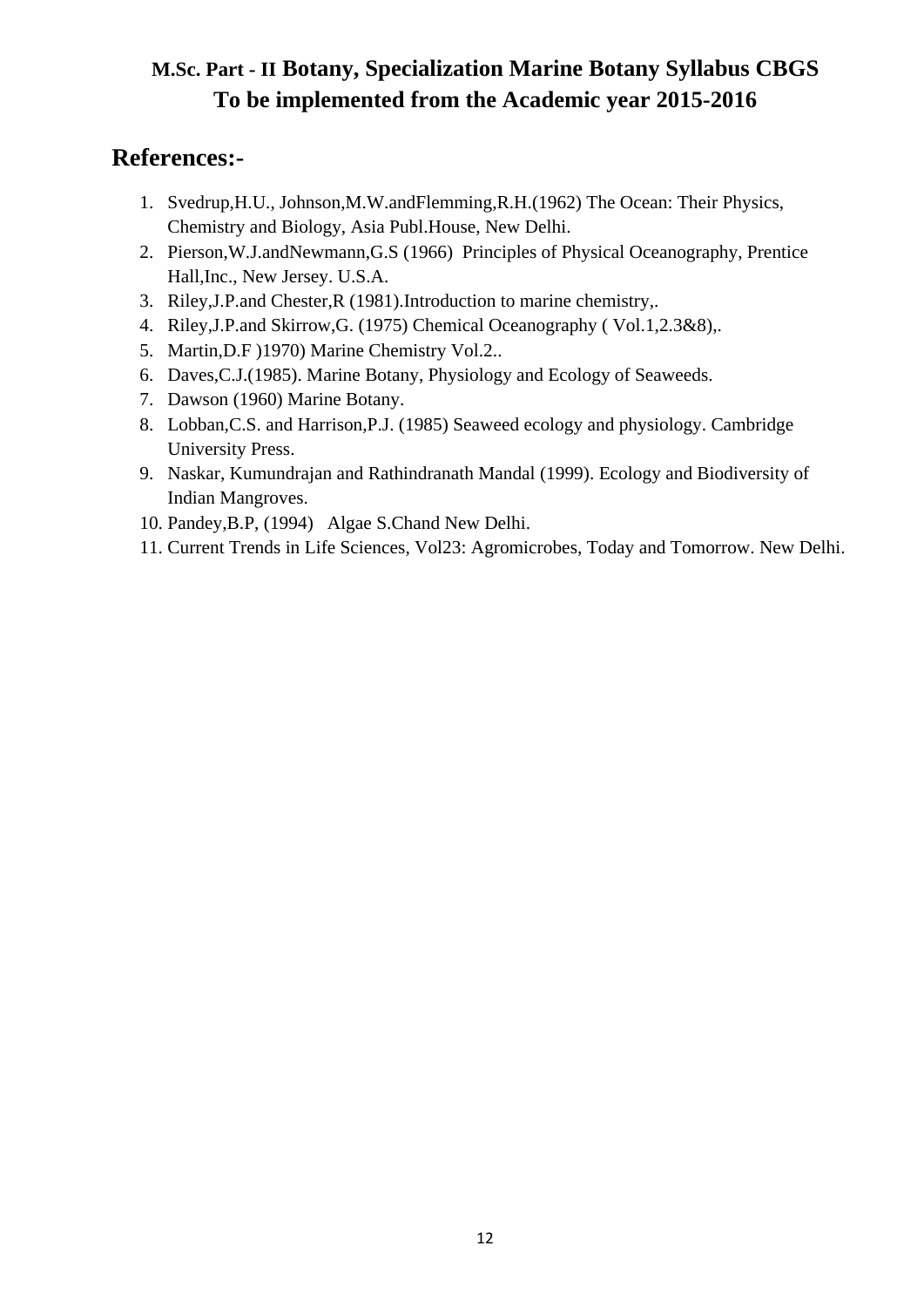**M.Sc. Part - II Botany, Specialization Marine Botany Syllabus CBGS**
**To be implemented from the Academic year 2015-2016**

## References:-

1. Svedrup,H.U., Johnson,M.W.andFlemming,R.H.(1962) The Ocean: Their Physics, Chemistry and Biology, Asia Publ.House, New Delhi.
2. Pierson,W.J.andNewmann,G.S (1966) Principles of Physical Oceanography, Prentice Hall,Inc., New Jersey. U.S.A.
3. Riley,J.P.and Chester,R (1981).Introduction to marine chemistry,.
4. Riley,J.P.and Skirrow,G. (1975) Chemical Oceanography ( Vol.1,2.3&8),.
5. Martin,D.F )1970) Marine Chemistry Vol.2..
6. Daves,C.J.(1985). Marine Botany, Physiology and Ecology of Seaweeds.
7. Dawson (1960) Marine Botany.
8. Lobban,C.S. and Harrison,P.J. (1985) Seaweed ecology and physiology. Cambridge University Press.
9. Naskar, Kumundrajan and Rathindranath Mandal (1999). Ecology and Biodiversity of Indian Mangroves.
10. Pandey,B.P, (1994) Algae S.Chand New Delhi.
11. Current Trends in Life Sciences, Vol23: Agromicrobes, Today and Tomorrow. New Delhi.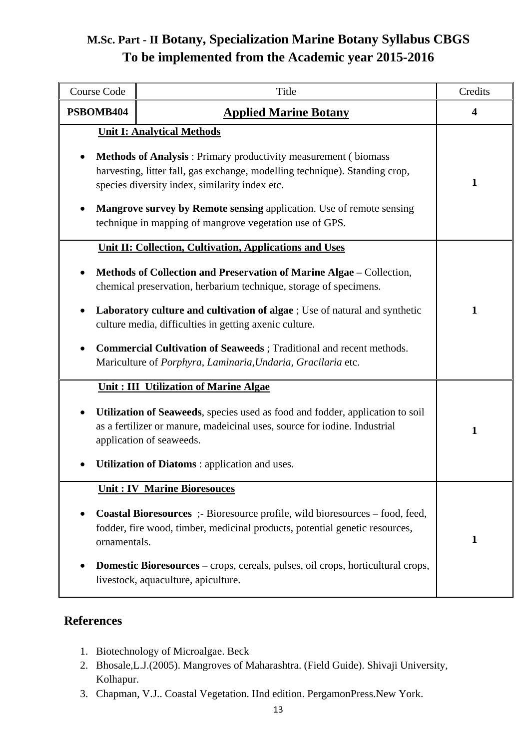# M.Sc. Part - II Botany, Specialization Marine Botany Syllabus CBGS
## To be implemented from the Academic year 2015-2016

| Course Code | Title | Credits |
|---|---|---|
| **PSBOMB404** | **Applied Marine Botany** | **4** |
| **Unit I: Analytical Methods**<br><br>• **Methods of Analysis** : Primary productivity measurement ( biomass harvesting, litter fall, gas exchange, modelling technique). Standing crop, species diversity index, similarity index etc.<br><br>• **Mangrove survey by Remote sensing** application. Use of remote sensing technique in mapping of mangrove vegetation use of GPS. | | 1 |
| **Unit II: Collection, Cultivation, Applications and Uses**<br><br>• **Methods of Collection and Preservation of Marine Algae** – Collection, chemical preservation, herbarium technique, storage of specimens.<br><br>• **Laboratory culture and cultivation of algae** ; Use of natural and synthetic culture media, difficulties in getting axenic culture.<br><br>• **Commercial Cultivation of Seaweeds** ; Traditional and recent methods. Mariculture of *Porphyra, Laminaria,Undaria, Gracilaria* etc. | | 1 |
| **Unit : III Utilization of Marine Algae**<br><br>• **Utilization of Seaweeds**, species used as food and fodder, application to soil as a fertilizer or manure, madeicinal uses, source for iodine. Industrial application of seaweeds.<br><br>• **Utilization of Diatoms** : application and uses. | | 1 |
| **Unit : IV Marine Bioresouces**<br><br>• **Coastal Bioresources** ;- Bioresource profile, wild bioresources – food, feed, fodder, fire wood, timber, medicinal products, potential genetic resources, ornamentals.<br><br>• **Domestic Bioresources** – crops, cereals, pulses, oil crops, horticultural crops, livestock, aquaculture, apiculture. | | 1 |

## References

1. Biotechnology of Microalgae. Beck
2. Bhosale,L.J.(2005). Mangroves of Maharashtra. (Field Guide). Shivaji University, Kolhapur.
3. Chapman, V.J.. Coastal Vegetation. IInd edition. PergamonPress.New York.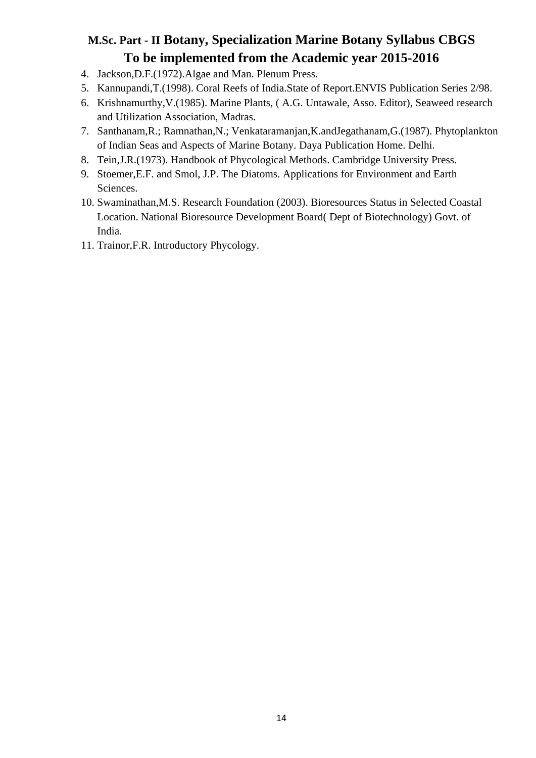4. Jackson,D.F.(1972).Algae and Man. Plenum Press.
5. Kannupandi,T.(1998). Coral Reefs of India.State of Report.ENVIS Publication Series 2/98.
6. Krishnamurthy,V.(1985). Marine Plants, ( A.G. Untawale, Asso. Editor), Seaweed research and Utilization Association, Madras.
7. Santhanam,R.; Ramnathan,N.; Venkataramanjan,K.andJegathanam,G.(1987). Phytoplankton of Indian Seas and Aspects of Marine Botany. Daya Publication Home. Delhi.
8. Tein,J.R.(1973). Handbook of Phycological Methods. Cambridge University Press.
9. Stoemer,E.F. and Smol, J.P. The Diatoms. Applications for Environment and Earth Sciences.
10. Swaminathan,M.S. Research Foundation (2003). Bioresources Status in Selected Coastal Location. National Bioresource Development Board( Dept of Biotechnology) Govt. of India.
11. Trainor,F.R. Introductory Phycology.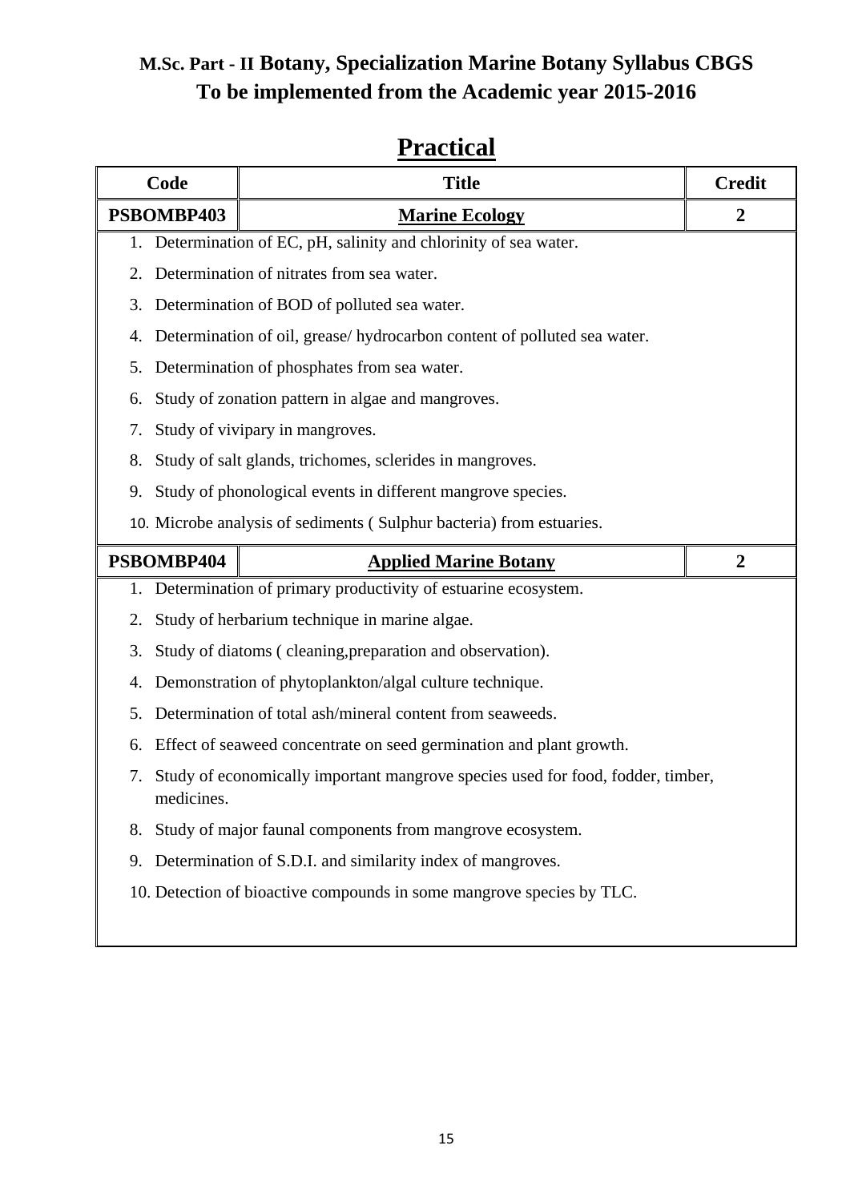**M.Sc. Part - II Botany, Specialization Marine Botany Syllabus CBGS**
**To be implemented from the Academic year 2015-2016**

# Practical

| Code | Title | Credit |
|---|---|---|
| **PSBOMBP403** | **Marine Ecology** | **2** |

1. Determination of EC, pH, salinity and chlorinity of sea water.
2. Determination of nitrates from sea water.
3. Determination of BOD of polluted sea water.
4. Determination of oil, grease/ hydrocarbon content of polluted sea water.
5. Determination of phosphates from sea water.
6. Study of zonation pattern in algae and mangroves.
7. Study of vivipary in mangroves.
8. Study of salt glands, trichomes, sclerides in mangroves.
9. Study of phonological events in different mangrove species.
10. Microbe analysis of sediments ( Sulphur bacteria) from estuaries.

| Code | Title | Credit |
|---|---|---|
| **PSBOMBP404** | **Applied Marine Botany** | **2** |

1. Determination of primary productivity of estuarine ecosystem.
2. Study of herbarium technique in marine algae.
3. Study of diatoms ( cleaning,preparation and observation).
4. Demonstration of phytoplankton/algal culture technique.
5. Determination of total ash/mineral content from seaweeds.
6. Effect of seaweed concentrate on seed germination and plant growth.
7. Study of economically important mangrove species used for food, fodder, timber, medicines.
8. Study of major faunal components from mangrove ecosystem.
9. Determination of S.D.I. and similarity index of mangroves.
10. Detection of bioactive compounds in some mangrove species by TLC.